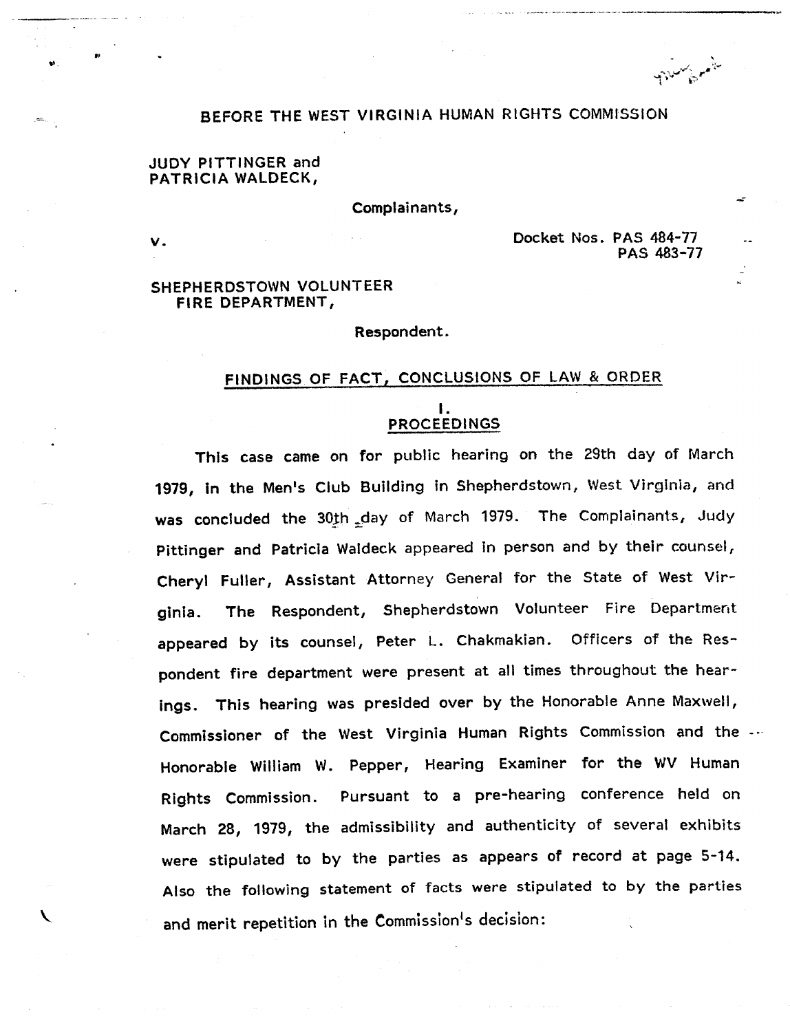BEFORE THE WEST VIRGINIA HUMAN RIGHTS COMMISSION

JUDY PITTINGER and
PATRICIA WALDECK,

Complainants,

v.

Docket Nos. PAS 484-77
PAS 483-77

SHEPHERDSTOWN VOLUNTEER
FIRE DEPARTMENT,

Respondent.

## FINDINGS OF FACT, CONCLUSIONS OF LAW & ORDER

### I.
### PROCEEDINGS

This case came on for public hearing on the 29th day of March 1979, in the Men's Club Building in Shepherdstown, West Virginia, and was concluded the 30th day of March 1979. The Complainants, Judy Pittinger and Patricia Waldeck appeared in person and by their counsel, Cheryl Fuller, Assistant Attorney General for the State of West Virginia. The Respondent, Shepherdstown Volunteer Fire Department appeared by its counsel, Peter L. Chakmakian. Officers of the Respondent fire department were present at all times throughout the hearings. This hearing was presided over by the Honorable Anne Maxwell, Commissioner of the West Virginia Human Rights Commission and the Honorable William W. Pepper, Hearing Examiner for the WV Human Rights Commission. Pursuant to a pre-hearing conference held on March 28, 1979, the admissibility and authenticity of several exhibits were stipulated to by the parties as appears of record at page 5-14. Also the following statement of facts were stipulated to by the parties and merit repetition in the Commission's decision: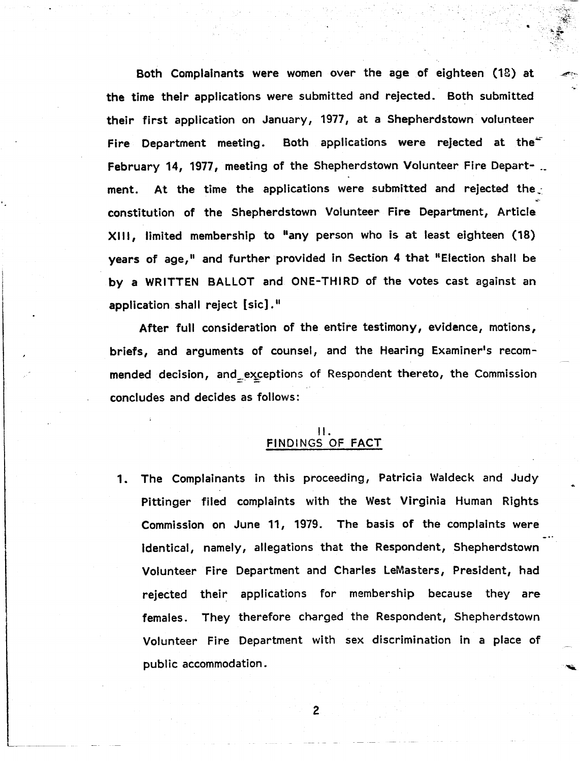Both Complainants were women over the age of eighteen (18) at the time their applications were submitted and rejected. Both submitted their first application on January, 1977, at a Shepherdstown volunteer Fire Department meeting. Both applications were rejected at the February 14, 1977, meeting of the Shepherdstown Volunteer Fire Department. At the time the applications were submitted and rejected the constitution of the Shepherdstown Volunteer Fire Department, Article XIII, limited membership to "any person who is at least eighteen (18) years of age," and further provided in Section 4 that "Election shall be by a WRITTEN BALLOT and ONE-THIRD of the votes cast against an application shall reject [sic]."

After full consideration of the entire testimony, evidence, motions, briefs, and arguments of counsel, and the Hearing Examiner's recommended decision, and exceptions of Respondent thereto, the Commission concludes and decides as follows:

## II. FINDINGS OF FACT

1. The Complainants in this proceeding, Patricia Waldeck and Judy Pittinger filed complaints with the West Virginia Human Rights Commission on June 11, 1979. The basis of the complaints were identical, namely, allegations that the Respondent, Shepherdstown Volunteer Fire Department and Charles LeMasters, President, had rejected their applications for membership because they are females. They therefore charged the Respondent, Shepherdstown Volunteer Fire Department with sex discrimination in a place of public accommodation.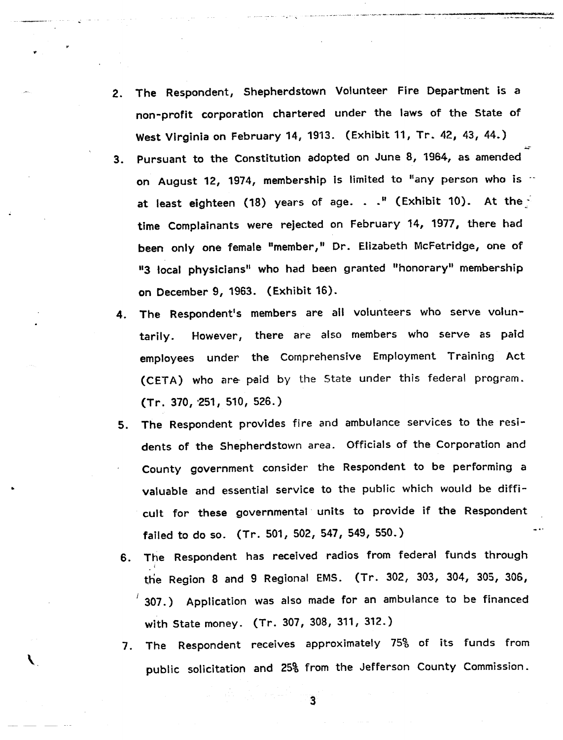2. The Respondent, Shepherdstown Volunteer Fire Department is a non-profit corporation chartered under the laws of the State of West Virginia on February 14, 1913. (Exhibit 11, Tr. 42, 43, 44.)
3. Pursuant to the Constitution adopted on June 8, 1964, as amended on August 12, 1974, membership is limited to "any person who is at least eighteen (18) years of age. . ." (Exhibit 10). At the time Complainants were rejected on February 14, 1977, there had been only one female "member," Dr. Elizabeth McFetridge, one of "3 local physicians" who had been granted "honorary" membership on December 9, 1963. (Exhibit 16).
4. The Respondent's members are all volunteers who serve voluntarily. However, there are also members who serve as paid employees under the Comprehensive Employment Training Act (CETA) who are paid by the State under this federal program. (Tr. 370, 251, 510, 526.)
5. The Respondent provides fire and ambulance services to the residents of the Shepherdstown area. Officials of the Corporation and County government consider the Respondent to be performing a valuable and essential service to the public which would be difficult for these governmental units to provide if the Respondent failed to do so. (Tr. 501, 502, 547, 549, 550.)
6. The Respondent has received radios from federal funds through the Region 8 and 9 Regional EMS. (Tr. 302, 303, 304, 305, 306, 307.) Application was also made for an ambulance to be financed with State money. (Tr. 307, 308, 311, 312.)
7. The Respondent receives approximately 75% of its funds from public solicitation and 25% from the Jefferson County Commission.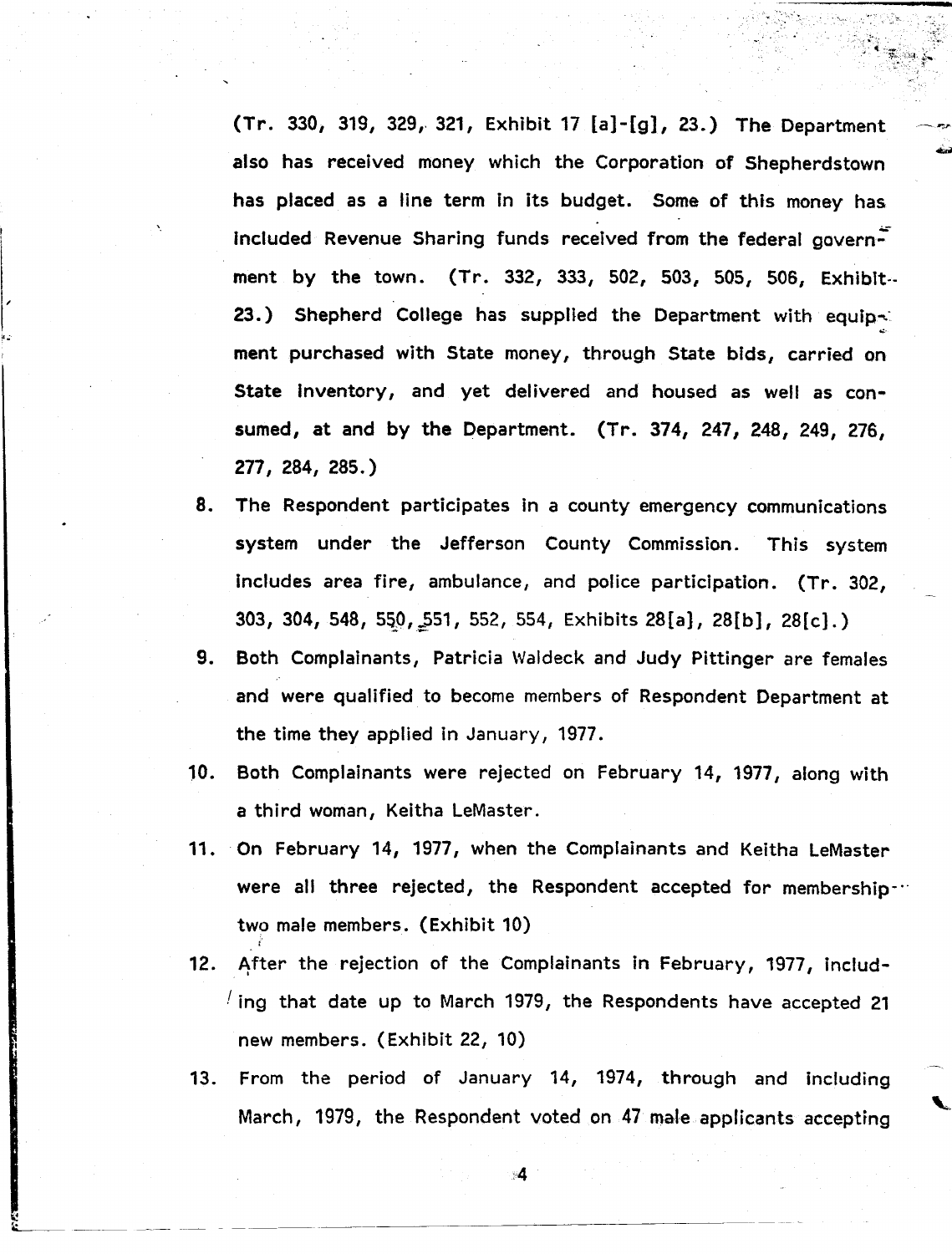(Tr. 330, 319, 329, 321, Exhibit 17 [a]-[g], 23.) The Department also has received money which the Corporation of Shepherdstown has placed as a line term in its budget. Some of this money has included Revenue Sharing funds received from the federal government by the town. (Tr. 332, 333, 502, 503, 505, 506, Exhibit 23.) Shepherd College has supplied the Department with equipment purchased with State money, through State bids, carried on State inventory, and yet delivered and housed as well as consumed, at and by the Department. (Tr. 374, 247, 248, 249, 276, 277, 284, 285.)

8. The Respondent participates in a county emergency communications system under the Jefferson County Commission. This system includes area fire, ambulance, and police participation. (Tr. 302, 303, 304, 548, 550, 551, 552, 554, Exhibits 28[a], 28[b], 28[c].)
9. Both Complainants, Patricia Waldeck and Judy Pittinger are females and were qualified to become members of Respondent Department at the time they applied in January, 1977.
10. Both Complainants were rejected on February 14, 1977, along with a third woman, Keitha LeMaster.
11. On February 14, 1977, when the Complainants and Keitha LeMaster were all three rejected, the Respondent accepted for membership two male members. (Exhibit 10)
12. After the rejection of the Complainants in February, 1977, including that date up to March 1979, the Respondents have accepted 21 new members. (Exhibit 22, 10)
13. From the period of January 14, 1974, through and including March, 1979, the Respondent voted on 47 male applicants accepting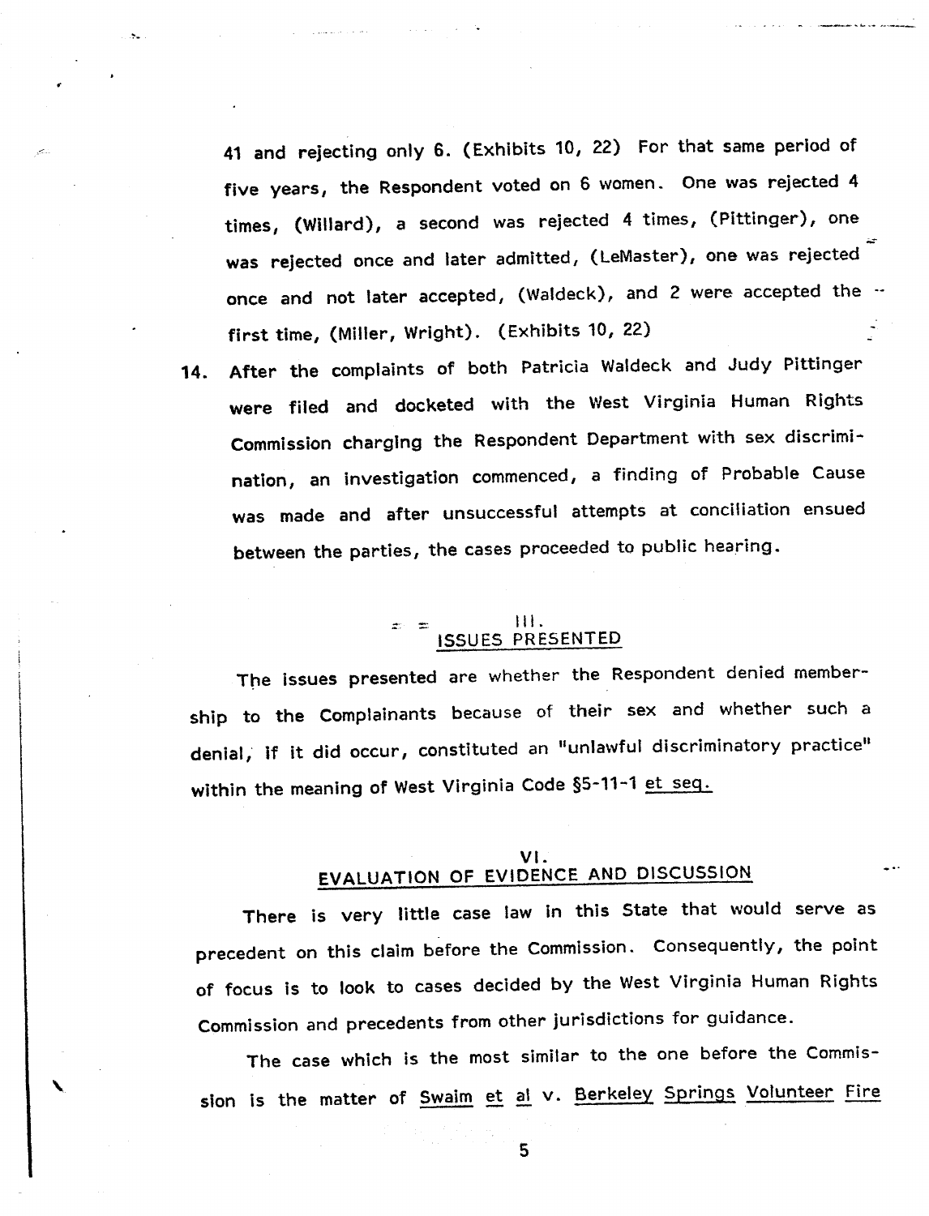41 and rejecting only 6. (Exhibits 10, 22) For that same period of five years, the Respondent voted on 6 women. One was rejected 4 times, (Willard), a second was rejected 4 times, (Pittinger), one was rejected once and later admitted, (LeMaster), one was rejected once and not later accepted, (Waldeck), and 2 were accepted the first time, (Miller, Wright). (Exhibits 10, 22)

14. After the complaints of both Patricia Waldeck and Judy Pittinger were filed and docketed with the West Virginia Human Rights Commission charging the Respondent Department with sex discrimination, an investigation commenced, a finding of Probable Cause was made and after unsuccessful attempts at conciliation ensued between the parties, the cases proceeded to public hearing.

## III. ISSUES PRESENTED

The issues presented are whether the Respondent denied membership to the Complainants because of their sex and whether such a denial, if it did occur, constituted an "unlawful discriminatory practice" within the meaning of West Virginia Code §5-11-1 et seq.

## VI. EVALUATION OF EVIDENCE AND DISCUSSION

There is very little case law in this State that would serve as precedent on this claim before the Commission. Consequently, the point of focus is to look to cases decided by the West Virginia Human Rights Commission and precedents from other jurisdictions for guidance.

The case which is the most similar to the one before the Commission is the matter of Swaim et al v. Berkeley Springs Volunteer Fire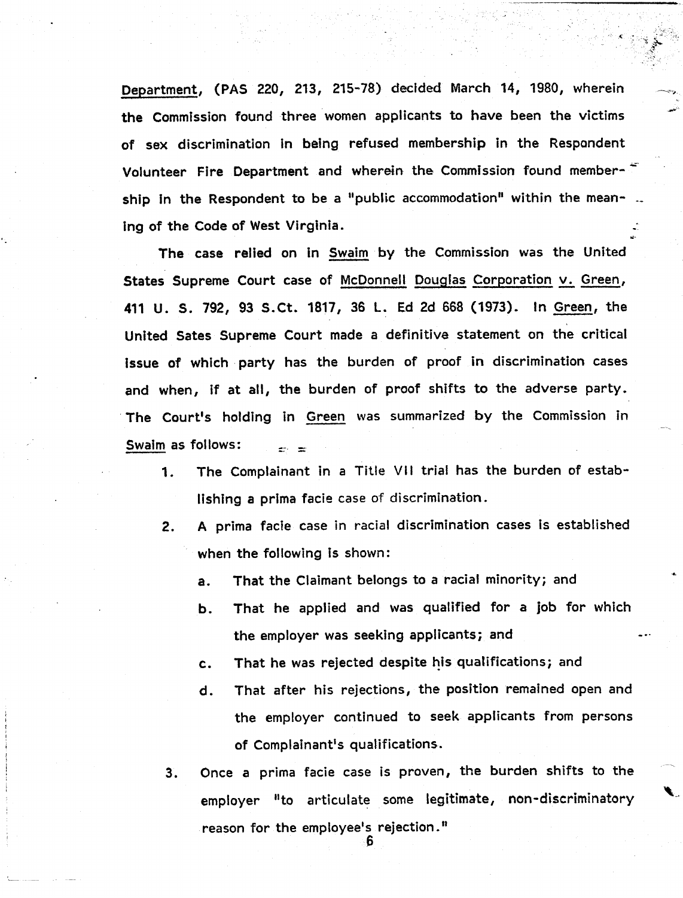Department, (PAS 220, 213, 215-78) decided March 14, 1980, wherein the Commission found three women applicants to have been the victims of sex discrimination in being refused membership in the Respondent Volunteer Fire Department and wherein the Commission found membership in the Respondent to be a "public accommodation" within the meaning of the Code of West Virginia.

The case relied on in Swaim by the Commission was the United States Supreme Court case of McDonnell Douglas Corporation v. Green, 411 U. S. 792, 93 S.Ct. 1817, 36 L. Ed 2d 668 (1973). In Green, the United Sates Supreme Court made a definitive statement on the critical issue of which party has the burden of proof in discrimination cases and when, if at all, the burden of proof shifts to the adverse party. The Court's holding in Green was summarized by the Commission in Swaim as follows:

1. The Complainant in a Title VII trial has the burden of establishing a prima facie case of discrimination.
2. A prima facie case in racial discrimination cases is established when the following is shown:
   a. That the Claimant belongs to a racial minority; and
   b. That he applied and was qualified for a job for which the employer was seeking applicants; and
   c. That he was rejected despite his qualifications; and
   d. That after his rejections, the position remained open and the employer continued to seek applicants from persons of Complainant's qualifications.
3. Once a prima facie case is proven, the burden shifts to the employer "to articulate some legitimate, non-discriminatory reason for the employee's rejection."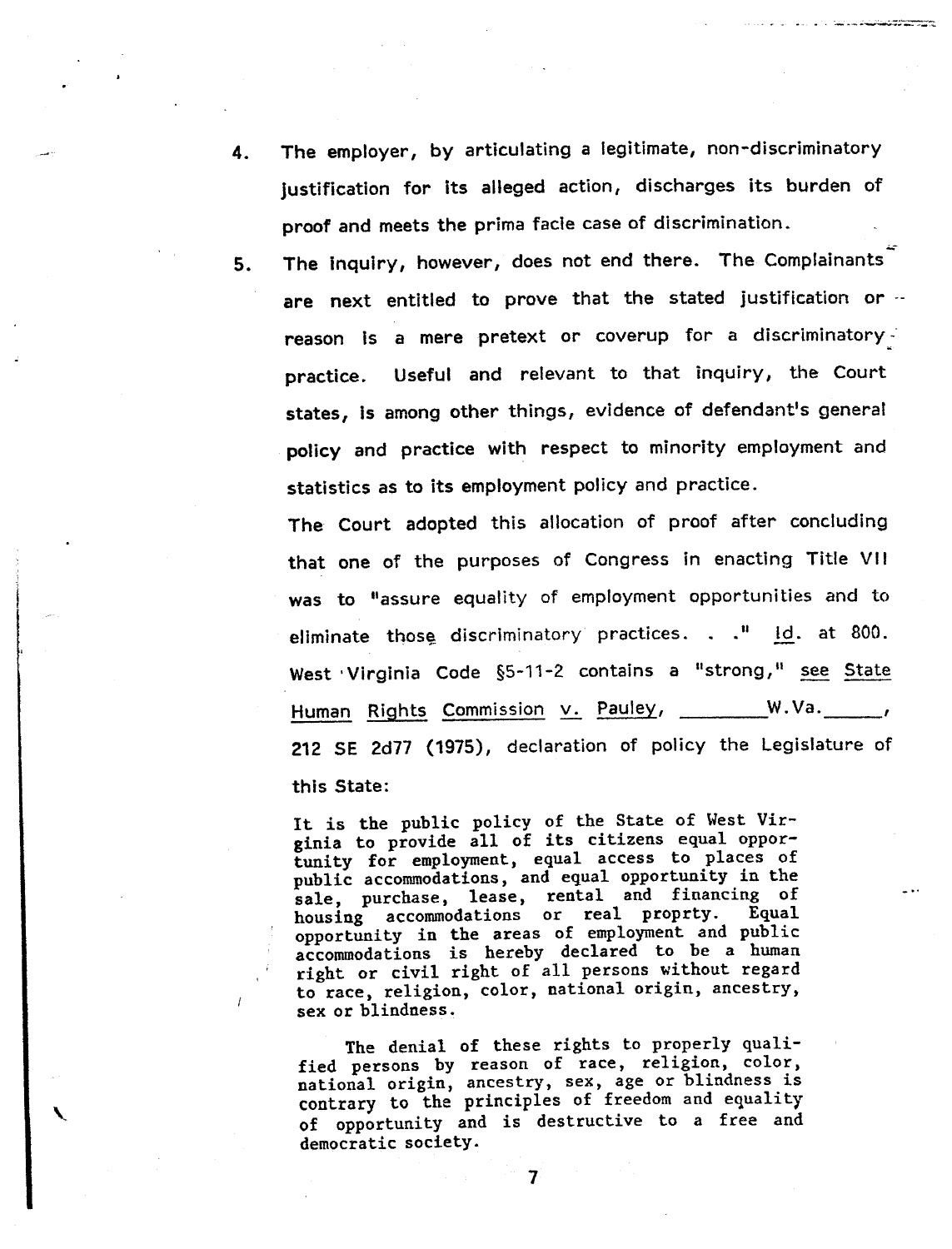4. The employer, by articulating a legitimate, non-discriminatory justification for its alleged action, discharges its burden of proof and meets the prima facie case of discrimination.

5. The inquiry, however, does not end there. The Complainants are next entitled to prove that the stated justification or reason is a mere pretext or coverup for a discriminatory practice. Useful and relevant to that inquiry, the Court states, is among other things, evidence of defendant's general policy and practice with respect to minority employment and statistics as to its employment policy and practice.

   The Court adopted this allocation of proof after concluding that one of the purposes of Congress in enacting Title VII was to "assure equality of employment opportunities and to eliminate those discriminatory practices. . ." Id. at 800. West Virginia Code §5-11-2 contains a "strong," see State Human Rights Commission v. Pauley, ________W.Va.______, 212 SE 2d77 (1975), declaration of policy the Legislature of this State:

> It is the public policy of the State of West Virginia to provide all of its citizens equal opportunity for employment, equal access to places of public accommodations, and equal opportunity in the sale, purchase, lease, rental and financing of housing accommodations or real proprty. Equal opportunity in the areas of employment and public accommodations is hereby declared to be a human right or civil right of all persons without regard to race, religion, color, national origin, ancestry, sex or blindness.
>
> The denial of these rights to properly qualified persons by reason of race, religion, color, national origin, ancestry, sex, age or blindness is contrary to the principles of freedom and equality of opportunity and is destructive to a free and democratic society.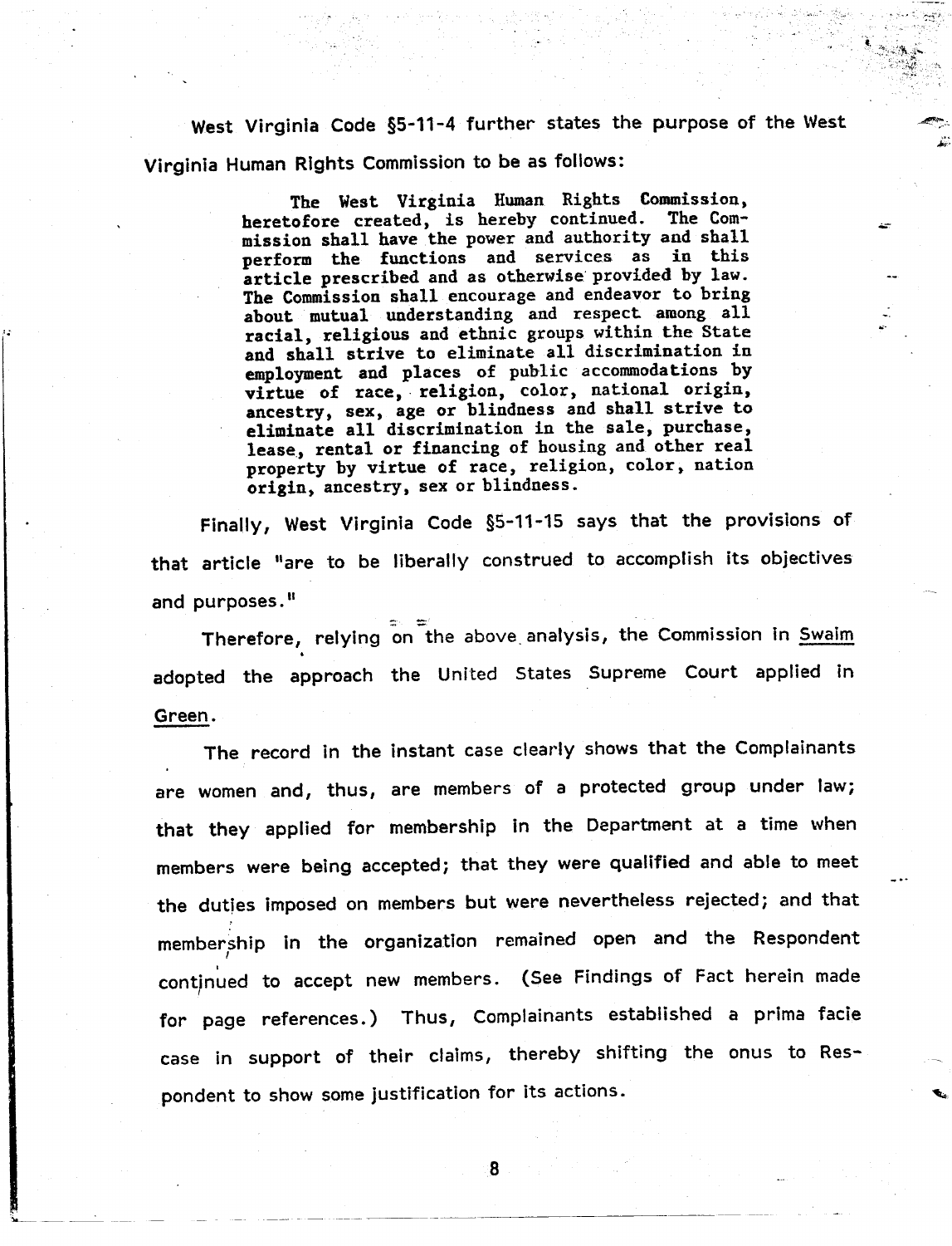West Virginia Code §5-11-4 further states the purpose of the West Virginia Human Rights Commission to be as follows:

> The West Virginia Human Rights Commission, heretofore created, is hereby continued. The Commission shall have the power and authority and shall perform the functions and services as in this article prescribed and as otherwise provided by law. The Commission shall encourage and endeavor to bring about mutual understanding and respect among all racial, religious and ethnic groups within the State and shall strive to eliminate all discrimination in employment and places of public accommodations by virtue of race, religion, color, national origin, ancestry, sex, age or blindness and shall strive to eliminate all discrimination in the sale, purchase, lease, rental or financing of housing and other real property by virtue of race, religion, color, nation origin, ancestry, sex or blindness.

Finally, West Virginia Code §5-11-15 says that the provisions of that article "are to be liberally construed to accomplish its objectives and purposes."

Therefore, relying on the above analysis, the Commission in Swaim adopted the approach the United States Supreme Court applied in Green.

The record in the instant case clearly shows that the Complainants are women and, thus, are members of a protected group under law; that they applied for membership in the Department at a time when members were being accepted; that they were qualified and able to meet the duties imposed on members but were nevertheless rejected; and that membership in the organization remained open and the Respondent continued to accept new members. (See Findings of Fact herein made for page references.) Thus, Complainants established a prima facie case in support of their claims, thereby shifting the onus to Respondent to show some justification for its actions.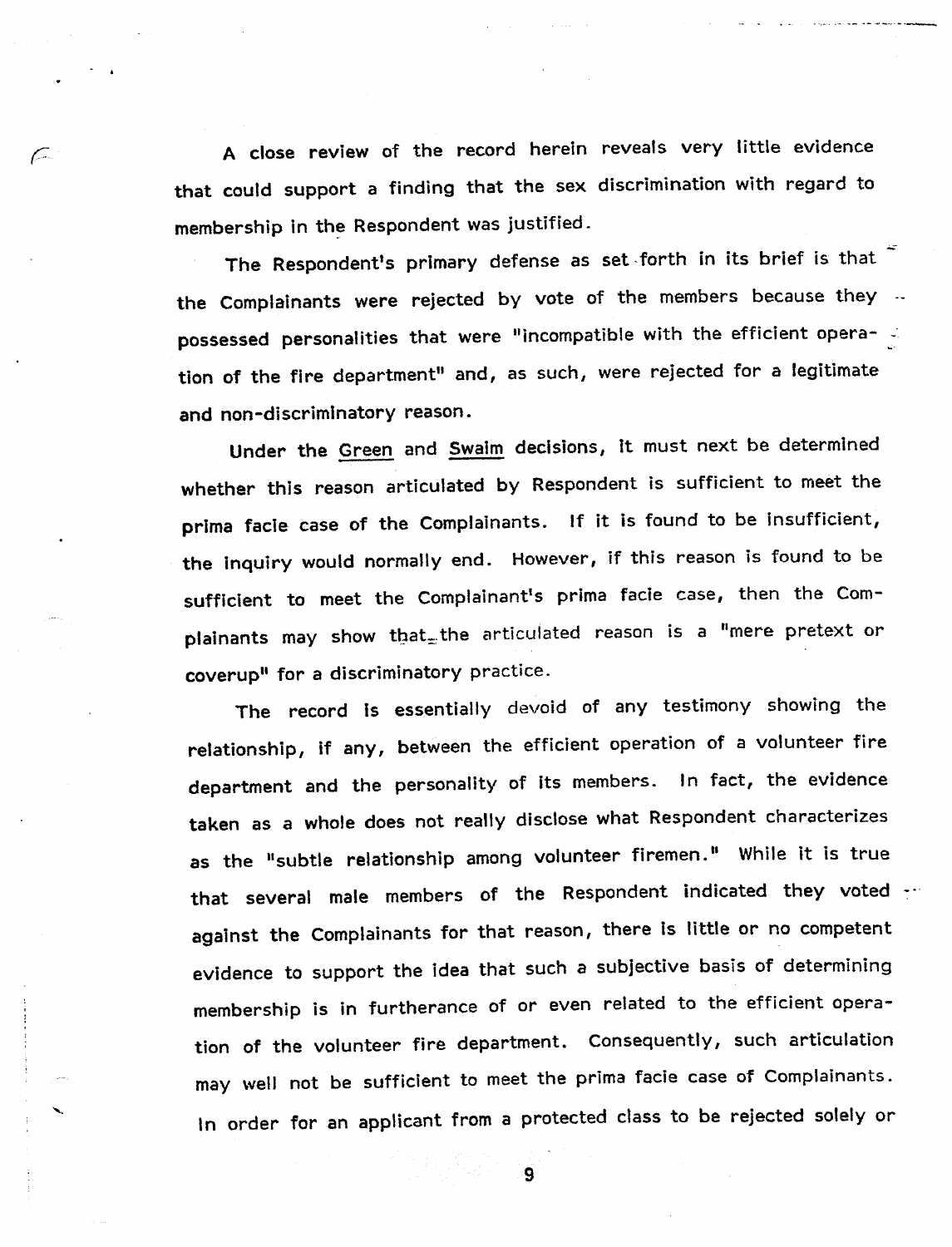A close review of the record herein reveals very little evidence that could support a finding that the sex discrimination with regard to membership in the Respondent was justified.

The Respondent's primary defense as set forth in its brief is that the Complainants were rejected by vote of the members because they possessed personalities that were "incompatible with the efficient operation of the fire department" and, as such, were rejected for a legitimate and non-discriminatory reason.

Under the Green and Swaim decisions, it must next be determined whether this reason articulated by Respondent is sufficient to meet the prima facie case of the Complainants. If it is found to be insufficient, the inquiry would normally end. However, if this reason is found to be sufficient to meet the Complainant's prima facie case, then the Complainants may show that the articulated reason is a "mere pretext or coverup" for a discriminatory practice.

The record is essentially devoid of any testimony showing the relationship, if any, between the efficient operation of a volunteer fire department and the personality of its members. In fact, the evidence taken as a whole does not really disclose what Respondent characterizes as the "subtle relationship among volunteer firemen." While it is true that several male members of the Respondent indicated they voted against the Complainants for that reason, there is little or no competent evidence to support the idea that such a subjective basis of determining membership is in furtherance of or even related to the efficient operation of the volunteer fire department. Consequently, such articulation may well not be sufficient to meet the prima facie case of Complainants. In order for an applicant from a protected class to be rejected solely or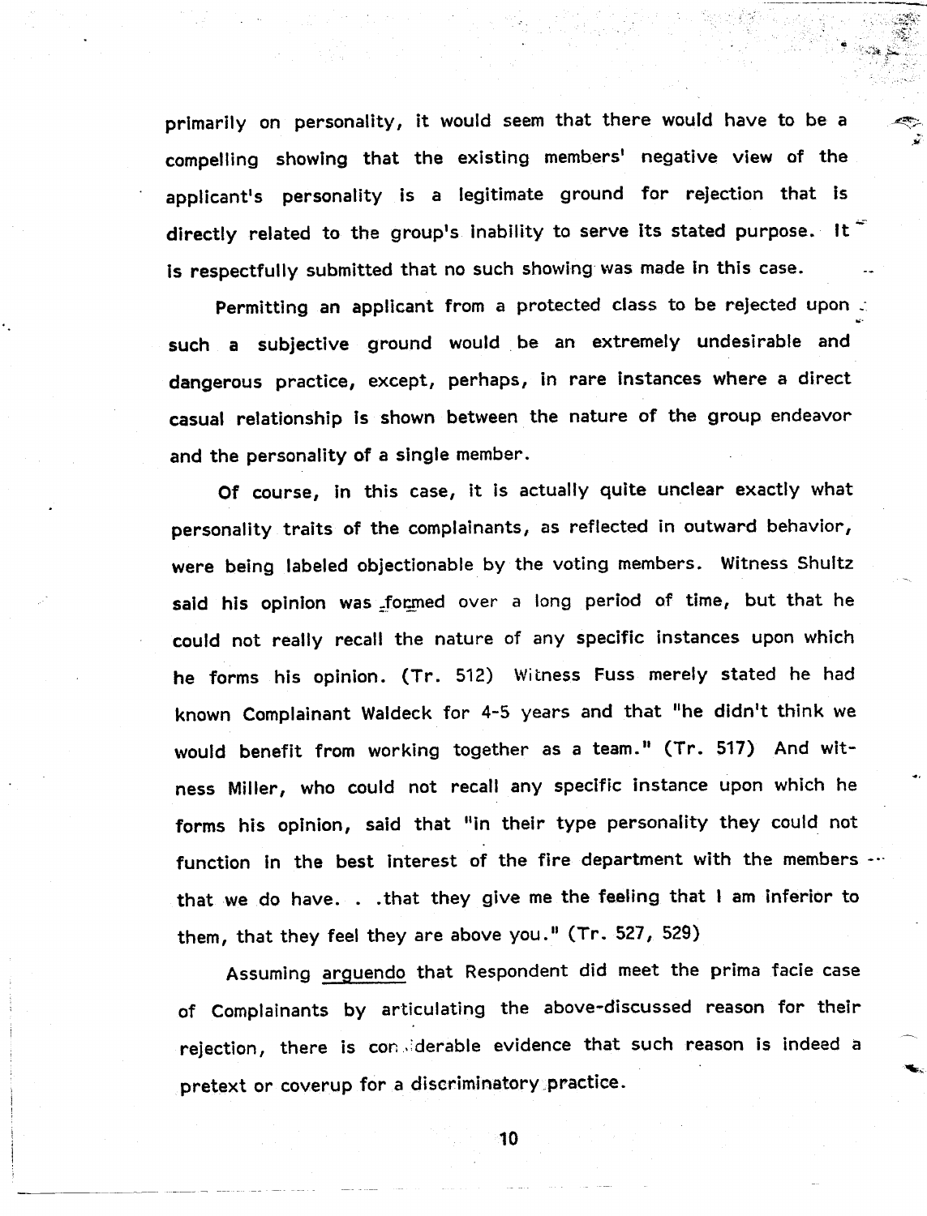primarily on personality, it would seem that there would have to be a compelling showing that the existing members' negative view of the applicant's personality is a legitimate ground for rejection that is directly related to the group's inability to serve its stated purpose. It is respectfully submitted that no such showing was made in this case.

Permitting an applicant from a protected class to be rejected upon such a subjective ground would be an extremely undesirable and dangerous practice, except, perhaps, in rare instances where a direct casual relationship is shown between the nature of the group endeavor and the personality of a single member.

Of course, in this case, it is actually quite unclear exactly what personality traits of the complainants, as reflected in outward behavior, were being labeled objectionable by the voting members. Witness Shultz said his opinion was formed over a long period of time, but that he could not really recall the nature of any specific instances upon which he forms his opinion. (Tr. 512) Witness Fuss merely stated he had known Complainant Waldeck for 4-5 years and that "he didn't think we would benefit from working together as a team." (Tr. 517) And witness Miller, who could not recall any specific instance upon which he forms his opinion, said that "in their type personality they could not function in the best interest of the fire department with the members that we do have. . .that they give me the feeling that I am inferior to them, that they feel they are above you." (Tr. 527, 529)

Assuming arguendo that Respondent did meet the prima facie case of Complainants by articulating the above-discussed reason for their rejection, there is considerable evidence that such reason is indeed a pretext or coverup for a discriminatory practice.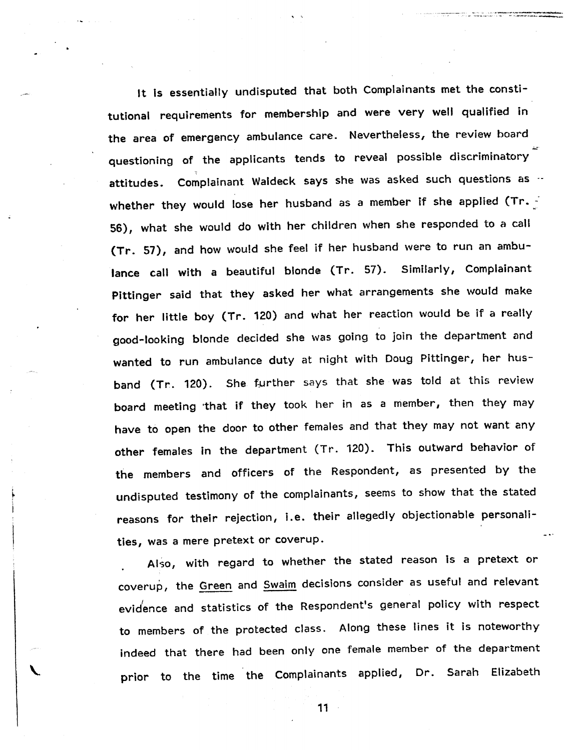It is essentially undisputed that both Complainants met the constitutional requirements for membership and were very well qualified in the area of emergency ambulance care. Nevertheless, the review board questioning of the applicants tends to reveal possible discriminatory attitudes. Complainant Waldeck says she was asked such questions as whether they would lose her husband as a member if she applied (Tr. 56), what she would do with her children when she responded to a call (Tr. 57), and how would she feel if her husband were to run an ambulance call with a beautiful blonde (Tr. 57). Similarly, Complainant Pittinger said that they asked her what arrangements she would make for her little boy (Tr. 120) and what her reaction would be if a really good-looking blonde decided she was going to join the department and wanted to run ambulance duty at night with Doug Pittinger, her husband (Tr. 120). She further says that she was told at this review board meeting that if they took her in as a member, then they may have to open the door to other females and that they may not want any other females in the department (Tr. 120). This outward behavior of the members and officers of the Respondent, as presented by the undisputed testimony of the complainants, seems to show that the stated reasons for their rejection, i.e. their allegedly objectionable personalities, was a mere pretext or coverup.

Also, with regard to whether the stated reason is a pretext or coverup, the Green and Swaim decisions consider as useful and relevant evidence and statistics of the Respondent's general policy with respect to members of the protected class. Along these lines it is noteworthy indeed that there had been only one female member of the department prior to the time the Complainants applied, Dr. Sarah Elizabeth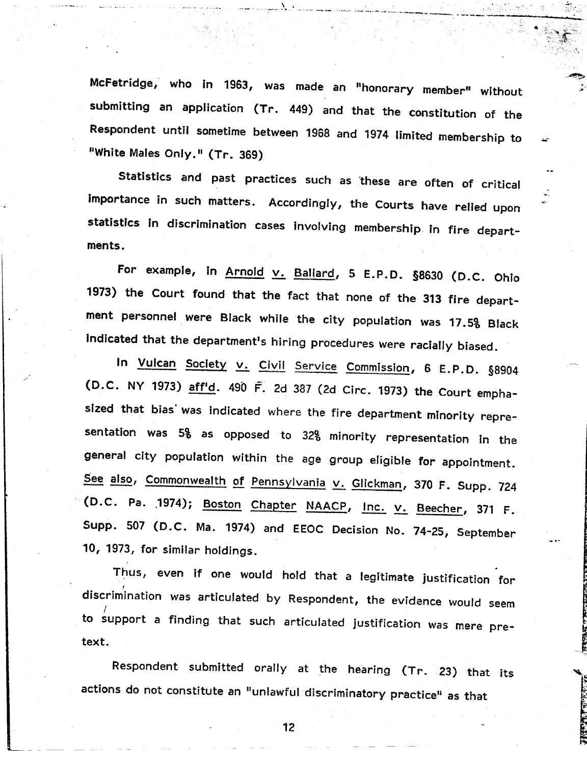McFetridge, who in 1963, was made an "honorary member" without submitting an application (Tr. 449) and that the constitution of the Respondent until sometime between 1968 and 1974 limited membership to "White Males Only." (Tr. 369)

Statistics and past practices such as these are often of critical importance in such matters. Accordingly, the Courts have relied upon statistics in discrimination cases involving membership in fire departments.

For example, in Arnold v. Ballard, 5 E.P.D. §8630 (D.C. Ohio 1973) the Court found that the fact that none of the 313 fire department personnel were Black while the city population was 17.5% Black indicated that the department's hiring procedures were racially biased.

In Vulcan Society v. Civil Service Commission, 6 E.P.D. §8904 (D.C. NY 1973) aff'd. 490 F. 2d 387 (2d Circ. 1973) the Court emphasized that bias was indicated where the fire department minority representation was 5% as opposed to 32% minority representation in the general city population within the age group eligible for appointment. See also, Commonwealth of Pennsylvania v. Glickman, 370 F. Supp. 724 (D.C. Pa. 1974); Boston Chapter NAACP, Inc. v. Beecher, 371 F. Supp. 507 (D.C. Ma. 1974) and EEOC Decision No. 74-25, September 10, 1973, for similar holdings.

Thus, even if one would hold that a legitimate justification for discrimination was articulated by Respondent, the evidence would seem to support a finding that such articulated justification was mere pretext.

Respondent submitted orally at the hearing (Tr. 23) that its actions do not constitute an "unlawful discriminatory practice" as that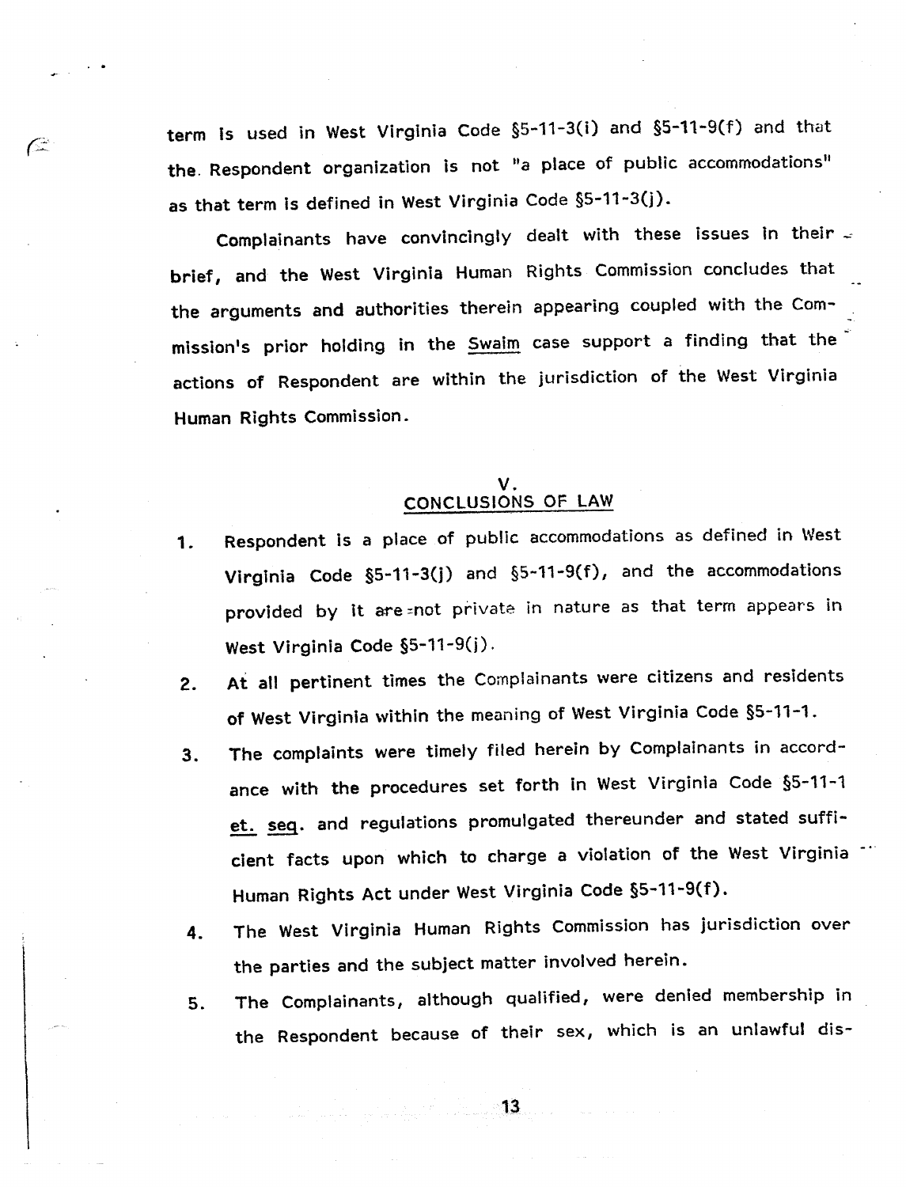term is used in West Virginia Code §5-11-3(i) and §5-11-9(f) and that the Respondent organization is not "a place of public accommodations" as that term is defined in West Virginia Code §5-11-3(j).

Complainants have convincingly dealt with these issues in their brief, and the West Virginia Human Rights Commission concludes that the arguments and authorities therein appearing coupled with the Commission's prior holding in the Swaim case support a finding that the actions of Respondent are within the jurisdiction of the West Virginia Human Rights Commission.

## V. CONCLUSIONS OF LAW

1. Respondent is a place of public accommodations as defined in West Virginia Code §5-11-3(j) and §5-11-9(f), and the accommodations provided by it are not private in nature as that term appears in West Virginia Code §5-11-9(j).
2. At all pertinent times the Complainants were citizens and residents of West Virginia within the meaning of West Virginia Code §5-11-1.
3. The complaints were timely filed herein by Complainants in accordance with the procedures set forth in West Virginia Code §5-11-1 et. seq. and regulations promulgated thereunder and stated sufficient facts upon which to charge a violation of the West Virginia Human Rights Act under West Virginia Code §5-11-9(f).
4. The West Virginia Human Rights Commission has jurisdiction over the parties and the subject matter involved herein.
5. The Complainants, although qualified, were denied membership in the Respondent because of their sex, which is an unlawful dis-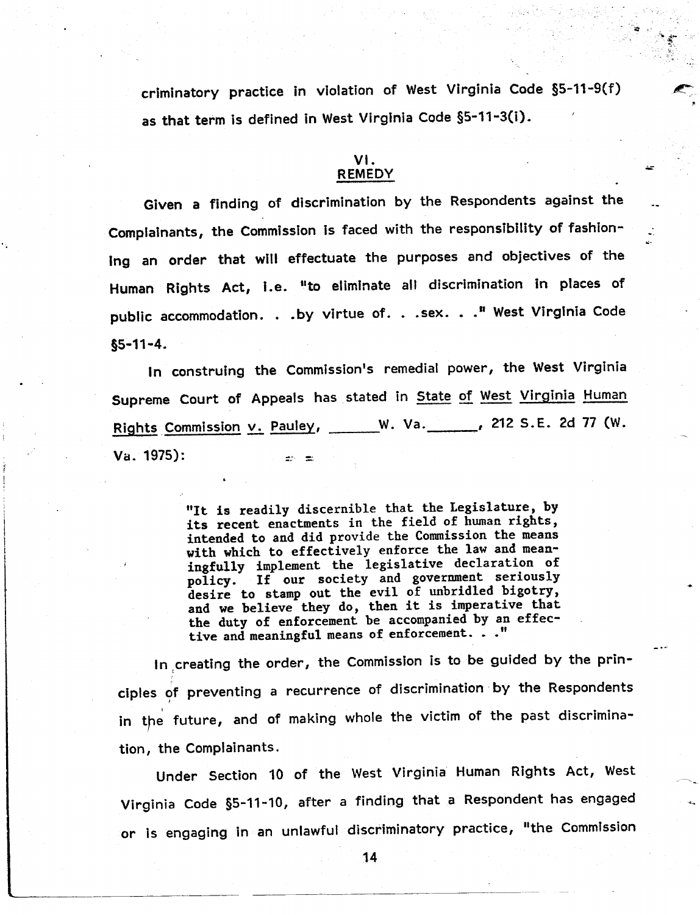criminatory practice in violation of West Virginia Code §5-11-9(f) as that term is defined in West Virginia Code §5-11-3(i).

## VI.
## REMEDY

Given a finding of discrimination by the Respondents against the Complainants, the Commission is faced with the responsibility of fashioning an order that will effectuate the purposes and objectives of the Human Rights Act, i.e. "to eliminate all discrimination in places of public accommodation. . .by virtue of. . .sex. . ." West Virginia Code §5-11-4.

In construing the Commission's remedial power, the West Virginia Supreme Court of Appeals has stated in State of West Virginia Human Rights Commission v. Pauley, ______W. Va.______, 212 S.E. 2d 77 (W. Va. 1975):

> "It is readily discernible that the Legislature, by its recent enactments in the field of human rights, intended to and did provide the Commission the means with which to effectively enforce the law and meaningfully implement the legislative declaration of policy. If our society and government seriously desire to stamp out the evil of unbridled bigotry, and we believe they do, then it is imperative that the duty of enforcement be accompanied by an effective and meaningful means of enforcement. . ."

In creating the order, the Commission is to be guided by the principles of preventing a recurrence of discrimination by the Respondents in the future, and of making whole the victim of the past discrimination, the Complainants.

Under Section 10 of the West Virginia Human Rights Act, West Virginia Code §5-11-10, after a finding that a Respondent has engaged or is engaging in an unlawful discriminatory practice, "the Commission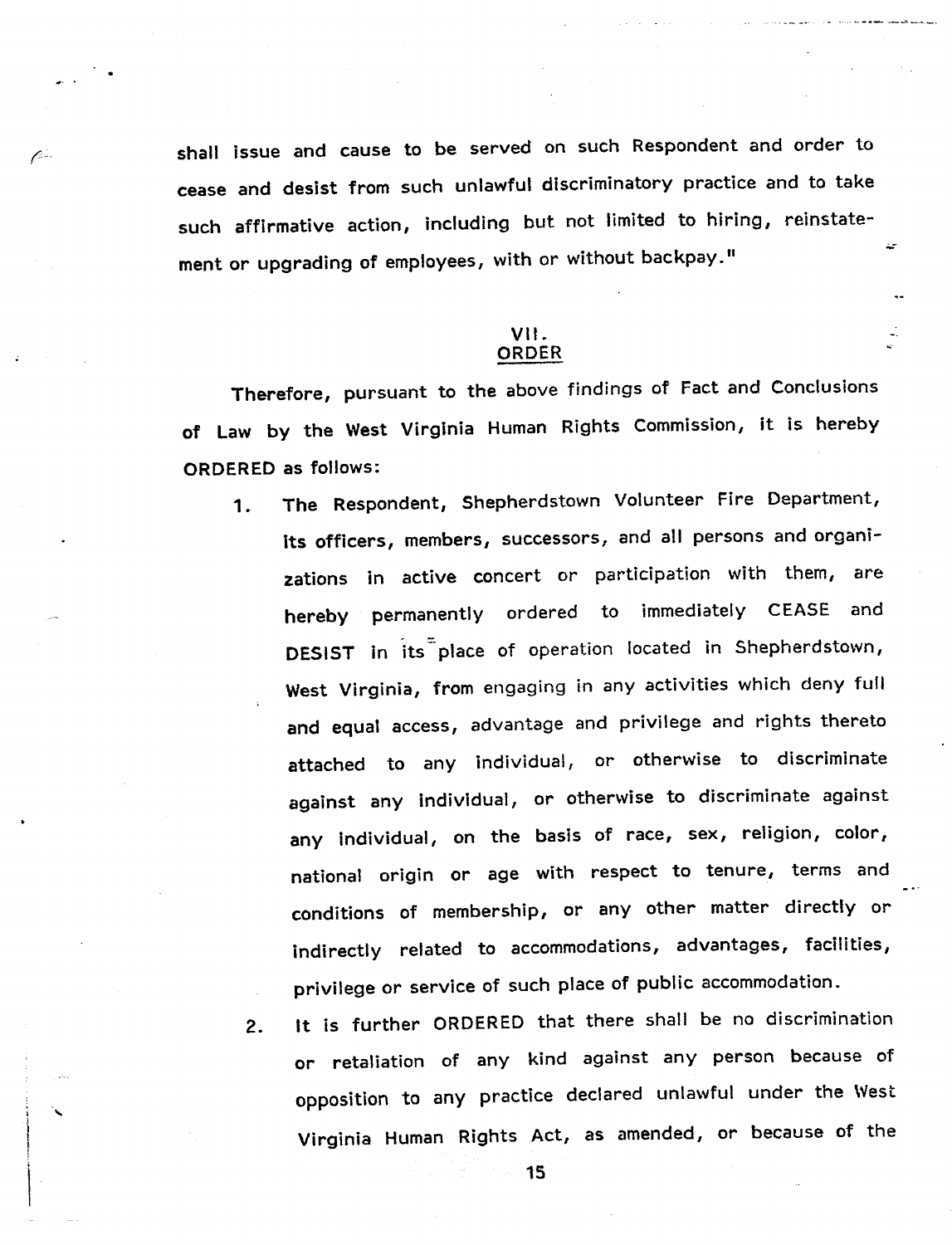shall issue and cause to be served on such Respondent and order to cease and desist from such unlawful discriminatory practice and to take such affirmative action, including but not limited to hiring, reinstatement or upgrading of employees, with or without backpay."

## VII.
## ORDER

Therefore, pursuant to the above findings of Fact and Conclusions of Law by the West Virginia Human Rights Commission, it is hereby ORDERED as follows:

1. The Respondent, Shepherdstown Volunteer Fire Department, its officers, members, successors, and all persons and organizations in active concert or participation with them, are hereby permanently ordered to immediately CEASE and DESIST in its place of operation located in Shepherdstown, West Virginia, from engaging in any activities which deny full and equal access, advantage and privilege and rights thereto attached to any individual, or otherwise to discriminate against any individual, or otherwise to discriminate against any individual, on the basis of race, sex, religion, color, national origin or age with respect to tenure, terms and conditions of membership, or any other matter directly or indirectly related to accommodations, advantages, facilities, privilege or service of such place of public accommodation.
2. It is further ORDERED that there shall be no discrimination or retaliation of any kind against any person because of opposition to any practice declared unlawful under the West Virginia Human Rights Act, as amended, or because of the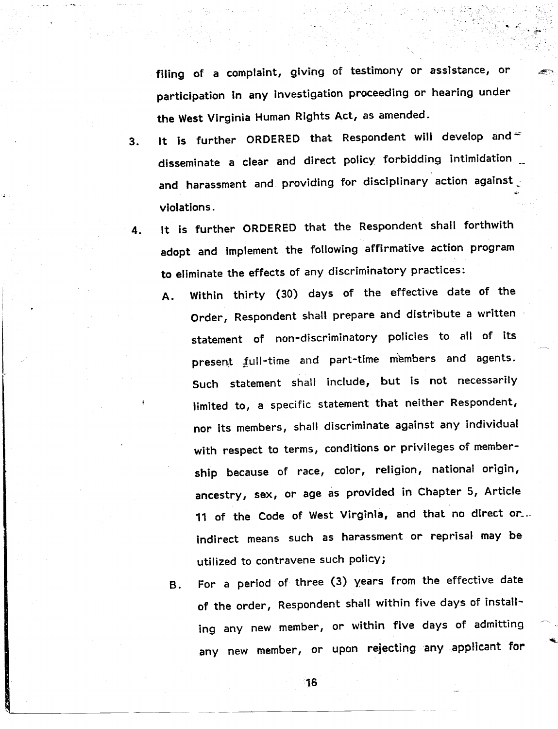filing of a complaint, giving of testimony or assistance, or participation in any investigation proceeding or hearing under the West Virginia Human Rights Act, as amended.

3. It is further ORDERED that Respondent will develop and disseminate a clear and direct policy forbidding intimidation and harassment and providing for disciplinary action against violations.

4. It is further ORDERED that the Respondent shall forthwith adopt and implement the following affirmative action program to eliminate the effects of any discriminatory practices:

   A. Within thirty (30) days of the effective date of the Order, Respondent shall prepare and distribute a written statement of non-discriminatory policies to all of its present full-time and part-time members and agents. Such statement shall include, but is not necessarily limited to, a specific statement that neither Respondent, nor its members, shall discriminate against any individual with respect to terms, conditions or privileges of membership because of race, color, religion, national origin, ancestry, sex, or age as provided in Chapter 5, Article 11 of the Code of West Virginia, and that no direct or indirect means such as harassment or reprisal may be utilized to contravene such policy;

   B. For a period of three (3) years from the effective date of the order, Respondent shall within five days of installing any new member, or within five days of admitting any new member, or upon rejecting any applicant for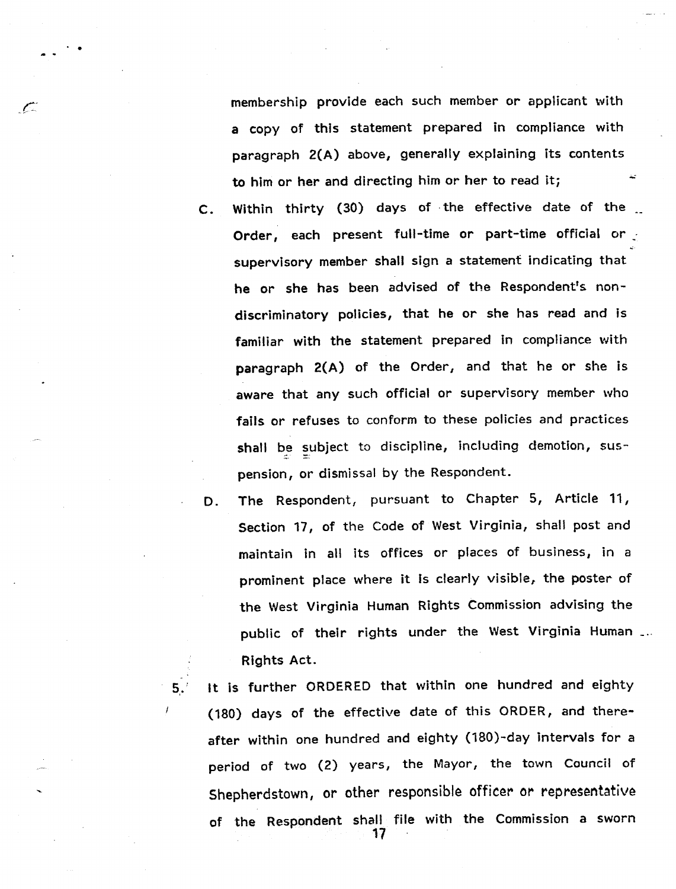membership provide each such member or applicant with a copy of this statement prepared in compliance with paragraph 2(A) above, generally explaining its contents to him or her and directing him or her to read it;

C. Within thirty (30) days of the effective date of the Order, each present full-time or part-time official or supervisory member shall sign a statement indicating that he or she has been advised of the Respondent's non-discriminatory policies, that he or she has read and is familiar with the statement prepared in compliance with paragraph 2(A) of the Order, and that he or she is aware that any such official or supervisory member who fails or refuses to conform to these policies and practices shall be subject to discipline, including demotion, suspension, or dismissal by the Respondent.

D. The Respondent, pursuant to Chapter 5, Article 11, Section 17, of the Code of West Virginia, shall post and maintain in all its offices or places of business, in a prominent place where it is clearly visible, the poster of the West Virginia Human Rights Commission advising the public of their rights under the West Virginia Human Rights Act.

5. It is further ORDERED that within one hundred and eighty (180) days of the effective date of this ORDER, and thereafter within one hundred and eighty (180)-day intervals for a period of two (2) years, the Mayor, the town Council of Shepherdstown, or other responsible officer or representative of the Respondent shall file with the Commission a sworn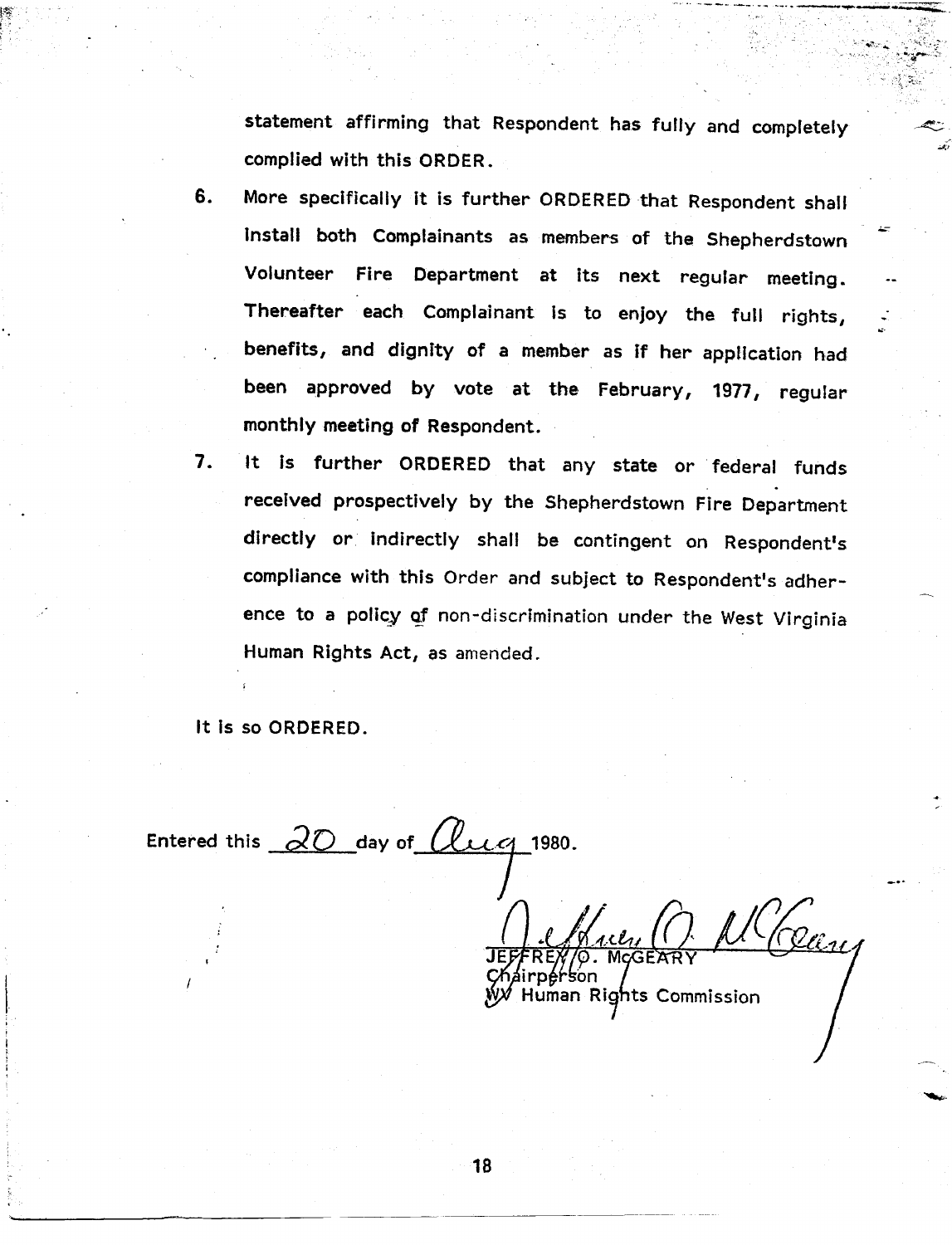statement affirming that Respondent has fully and completely complied with this ORDER.

6. More specifically it is further ORDERED that Respondent shall install both Complainants as members of the Shepherdstown Volunteer Fire Department at its next regular meeting. Thereafter each Complainant is to enjoy the full rights, benefits, and dignity of a member as if her application had been approved by vote at the February, 1977, regular monthly meeting of Respondent.

7. It is further ORDERED that any state or federal funds received prospectively by the Shepherdstown Fire Department directly or indirectly shall be contingent on Respondent's compliance with this Order and subject to Respondent's adherence to a policy of non-discrimination under the West Virginia Human Rights Act, as amended.

It is so ORDERED.

Entered this 20 day of Aug 1980.

JEFFREY O. McGEARY
Chairperson
WV Human Rights Commission